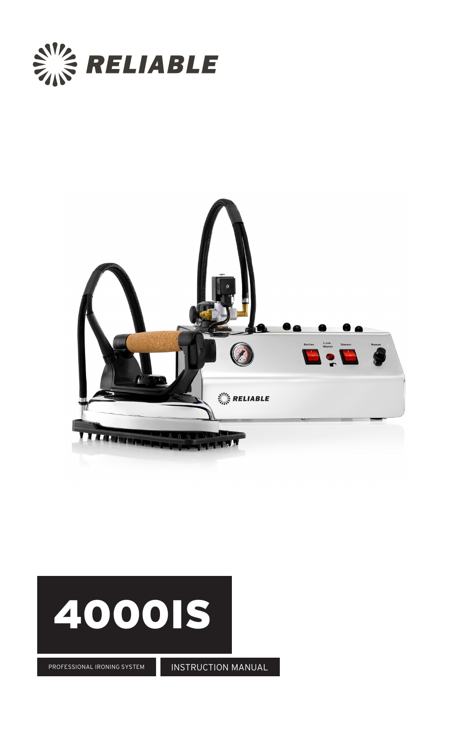# RELIABLE

# 4000IS

PROFESSIONAL IRONING SYSTEM

INSTRUCTION MANUAL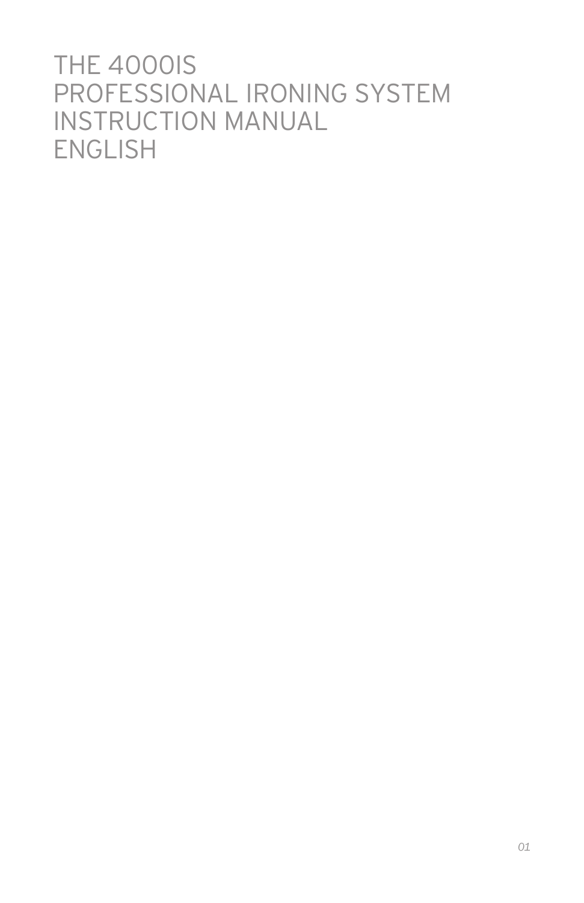# THE 4000IS PROFESSIONAL IRONING SYSTEM INSTRUCTION MANUAL ENGLISH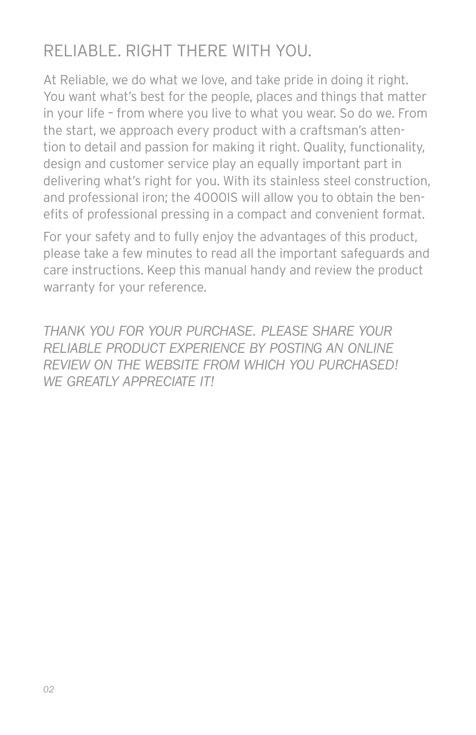# RELIABLE. RIGHT THERE WITH YOU.

At Reliable, we do what we love, and take pride in doing it right. You want what's best for the people, places and things that matter in your life – from where you live to what you wear. So do we. From the start, we approach every product with a craftsman's attention to detail and passion for making it right. Quality, functionality, design and customer service play an equally important part in delivering what's right for you. With its stainless steel construction, and professional iron; the 4000IS will allow you to obtain the benefits of professional pressing in a compact and convenient format.

For your safety and to fully enjoy the advantages of this product, please take a few minutes to read all the important safeguards and care instructions. Keep this manual handy and review the product warranty for your reference.

*THANK YOU FOR YOUR PURCHASE. PLEASE SHARE YOUR RELIABLE PRODUCT EXPERIENCE BY POSTING AN ONLINE REVIEW ON THE WEBSITE FROM WHICH YOU PURCHASED! WE GREATLY APPRECIATE IT!*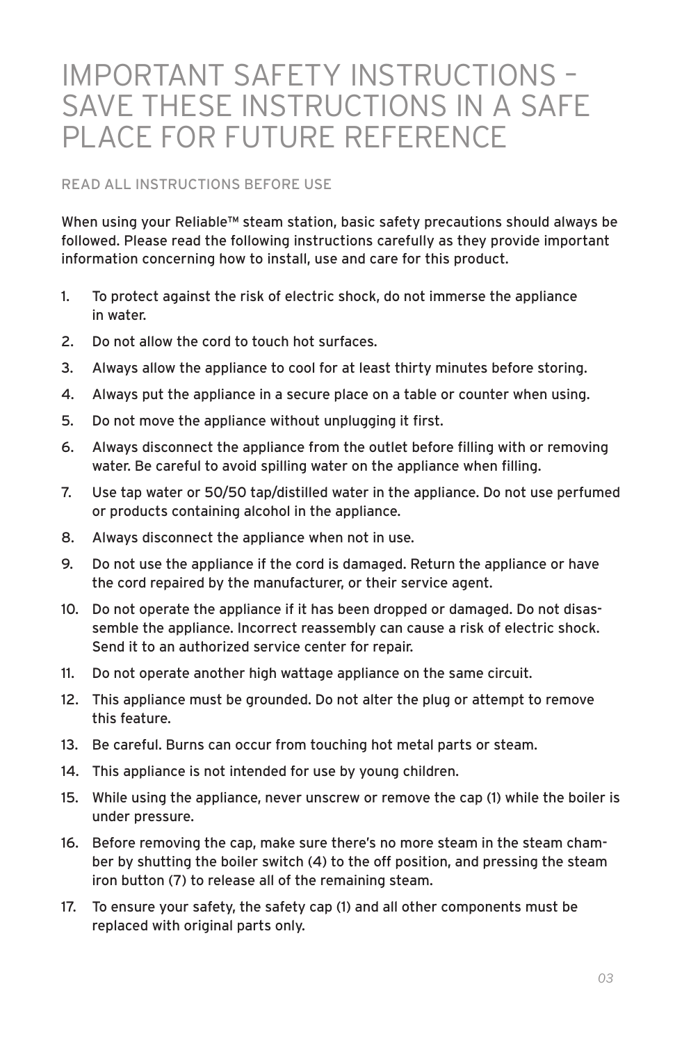# IMPORTANT SAFETY INSTRUCTIONS – SAVE THESE INSTRUCTIONS IN A SAFE PLACE FOR FUTURE REFERENCE

READ ALL INSTRUCTIONS BEFORE USE

When using your Reliable™ steam station, basic safety precautions should always be followed. Please read the following instructions carefully as they provide important information concerning how to install, use and care for this product.

1. To protect against the risk of electric shock, do not immerse the appliance in water.
2. Do not allow the cord to touch hot surfaces.
3. Always allow the appliance to cool for at least thirty minutes before storing.
4. Always put the appliance in a secure place on a table or counter when using.
5. Do not move the appliance without unplugging it first.
6. Always disconnect the appliance from the outlet before filling with or removing water. Be careful to avoid spilling water on the appliance when filling.
7. Use tap water or 50/50 tap/distilled water in the appliance. Do not use perfumed or products containing alcohol in the appliance.
8. Always disconnect the appliance when not in use.
9. Do not use the appliance if the cord is damaged. Return the appliance or have the cord repaired by the manufacturer, or their service agent.
10. Do not operate the appliance if it has been dropped or damaged. Do not disassemble the appliance. Incorrect reassembly can cause a risk of electric shock. Send it to an authorized service center for repair.
11. Do not operate another high wattage appliance on the same circuit.
12. This appliance must be grounded. Do not alter the plug or attempt to remove this feature.
13. Be careful. Burns can occur from touching hot metal parts or steam.
14. This appliance is not intended for use by young children.
15. While using the appliance, never unscrew or remove the cap (1) while the boiler is under pressure.
16. Before removing the cap, make sure there's no more steam in the steam chamber by shutting the boiler switch (4) to the off position, and pressing the steam iron button (7) to release all of the remaining steam.
17. To ensure your safety, the safety cap (1) and all other components must be replaced with original parts only.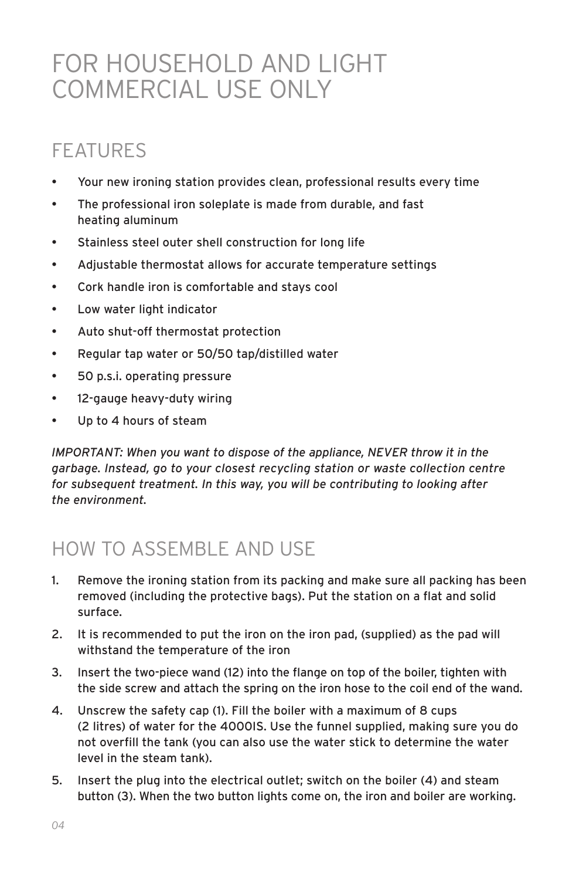# FOR HOUSEHOLD AND LIGHT COMMERCIAL USE ONLY

## FEATURES

- Your new ironing station provides clean, professional results every time
- The professional iron soleplate is made from durable, and fast heating aluminum
- Stainless steel outer shell construction for long life
- Adjustable thermostat allows for accurate temperature settings
- Cork handle iron is comfortable and stays cool
- Low water light indicator
- Auto shut-off thermostat protection
- Regular tap water or 50/50 tap/distilled water
- 50 p.s.i. operating pressure
- 12-gauge heavy-duty wiring
- Up to 4 hours of steam

*IMPORTANT: When you want to dispose of the appliance, NEVER throw it in the garbage. Instead, go to your closest recycling station or waste collection centre for subsequent treatment. In this way, you will be contributing to looking after the environment.*

## HOW TO ASSEMBLE AND USE

1. Remove the ironing station from its packing and make sure all packing has been removed (including the protective bags). Put the station on a flat and solid surface.
2. It is recommended to put the iron on the iron pad, (supplied) as the pad will withstand the temperature of the iron
3. Insert the two-piece wand (12) into the flange on top of the boiler, tighten with the side screw and attach the spring on the iron hose to the coil end of the wand.
4. Unscrew the safety cap (1). Fill the boiler with a maximum of 8 cups (2 litres) of water for the 4000IS. Use the funnel supplied, making sure you do not overfill the tank (you can also use the water stick to determine the water level in the steam tank).
5. Insert the plug into the electrical outlet; switch on the boiler (4) and steam button (3). When the two button lights come on, the iron and boiler are working.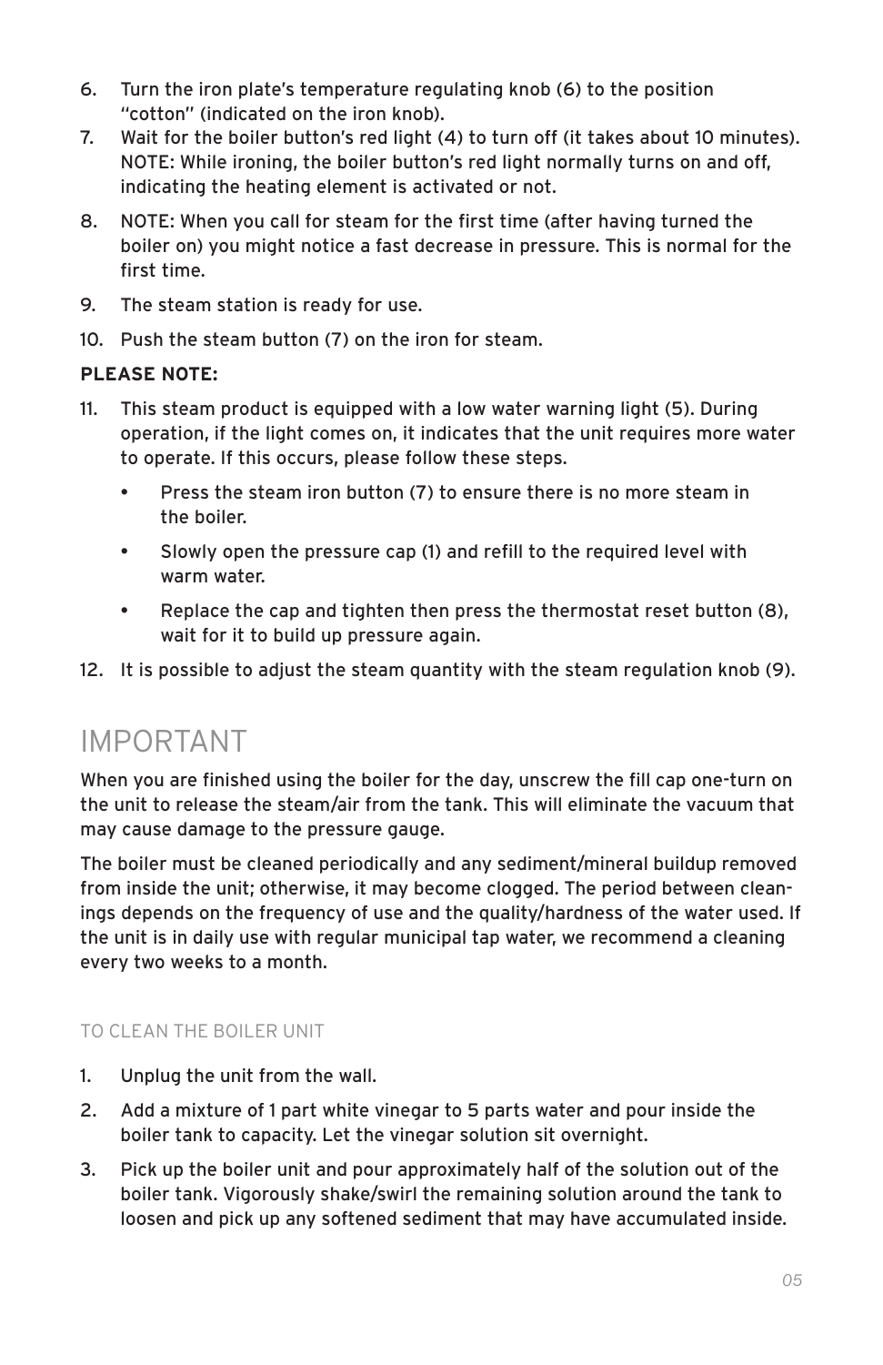6. Turn the iron plate's temperature regulating knob (6) to the position "cotton" (indicated on the iron knob).
7. Wait for the boiler button's red light (4) to turn off (it takes about 10 minutes). NOTE: While ironing, the boiler button's red light normally turns on and off, indicating the heating element is activated or not.
8. NOTE: When you call for steam for the first time (after having turned the boiler on) you might notice a fast decrease in pressure. This is normal for the first time.
9. The steam station is ready for use.
10. Push the steam button (7) on the iron for steam.

**PLEASE NOTE:**

11. This steam product is equipped with a low water warning light (5). During operation, if the light comes on, it indicates that the unit requires more water to operate. If this occurs, please follow these steps.
    - Press the steam iron button (7) to ensure there is no more steam in the boiler.
    - Slowly open the pressure cap (1) and refill to the required level with warm water.
    - Replace the cap and tighten then press the thermostat reset button (8), wait for it to build up pressure again.
12. It is possible to adjust the steam quantity with the steam regulation knob (9).

# IMPORTANT

When you are finished using the boiler for the day, unscrew the fill cap one-turn on the unit to release the steam/air from the tank. This will eliminate the vacuum that may cause damage to the pressure gauge.

The boiler must be cleaned periodically and any sediment/mineral buildup removed from inside the unit; otherwise, it may become clogged. The period between cleanings depends on the frequency of use and the quality/hardness of the water used. If the unit is in daily use with regular municipal tap water, we recommend a cleaning every two weeks to a month.

## TO CLEAN THE BOILER UNIT

1. Unplug the unit from the wall.
2. Add a mixture of 1 part white vinegar to 5 parts water and pour inside the boiler tank to capacity. Let the vinegar solution sit overnight.
3. Pick up the boiler unit and pour approximately half of the solution out of the boiler tank. Vigorously shake/swirl the remaining solution around the tank to loosen and pick up any softened sediment that may have accumulated inside.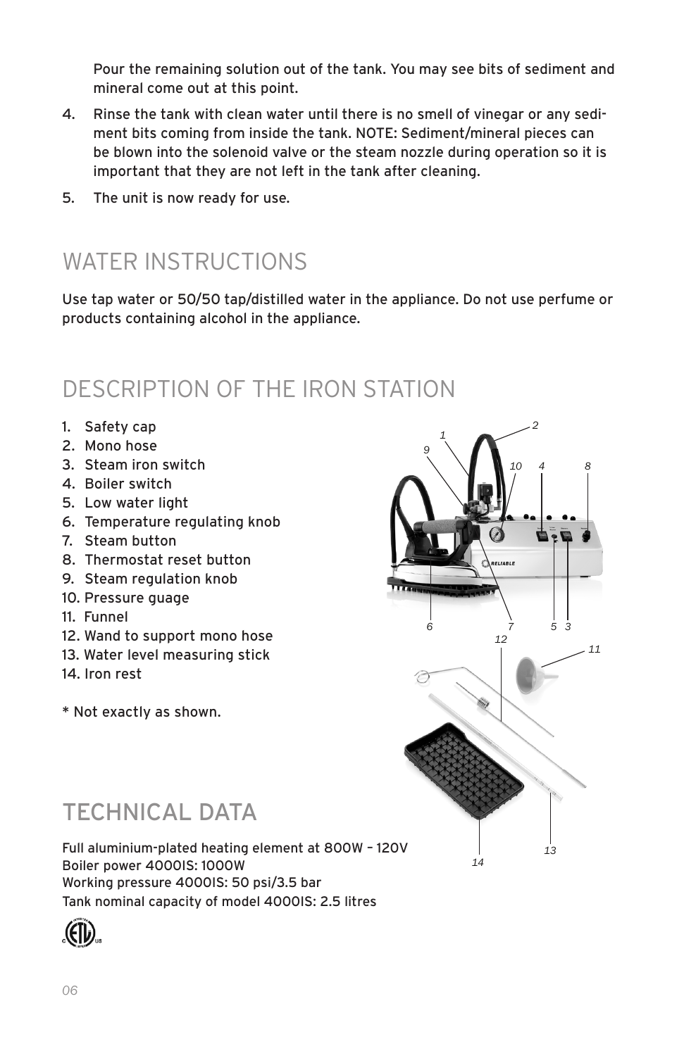Pour the remaining solution out of the tank. You may see bits of sediment and mineral come out at this point.

4. Rinse the tank with clean water until there is no smell of vinegar or any sediment bits coming from inside the tank. NOTE: Sediment/mineral pieces can be blown into the solenoid valve or the steam nozzle during operation so it is important that they are not left in the tank after cleaning.
5. The unit is now ready for use.

# WATER INSTRUCTIONS

Use tap water or 50/50 tap/distilled water in the appliance. Do not use perfume or products containing alcohol in the appliance.

# DESCRIPTION OF THE IRON STATION

1. Safety cap
2. Mono hose
3. Steam iron switch
4. Boiler switch
5. Low water light
6. Temperature regulating knob
7. Steam button
8. Thermostat reset button
9. Steam regulation knob
10. Pressure guage
11. Funnel
12. Wand to support mono hose
13. Water level measuring stick
14. Iron rest

* Not exactly as shown.

# TECHNICAL DATA

Full aluminium-plated heating element at 800W – 120V
Boiler power 4000IS: 1000W
Working pressure 4000IS: 50 psi/3.5 bar
Tank nominal capacity of model 4000IS: 2.5 litres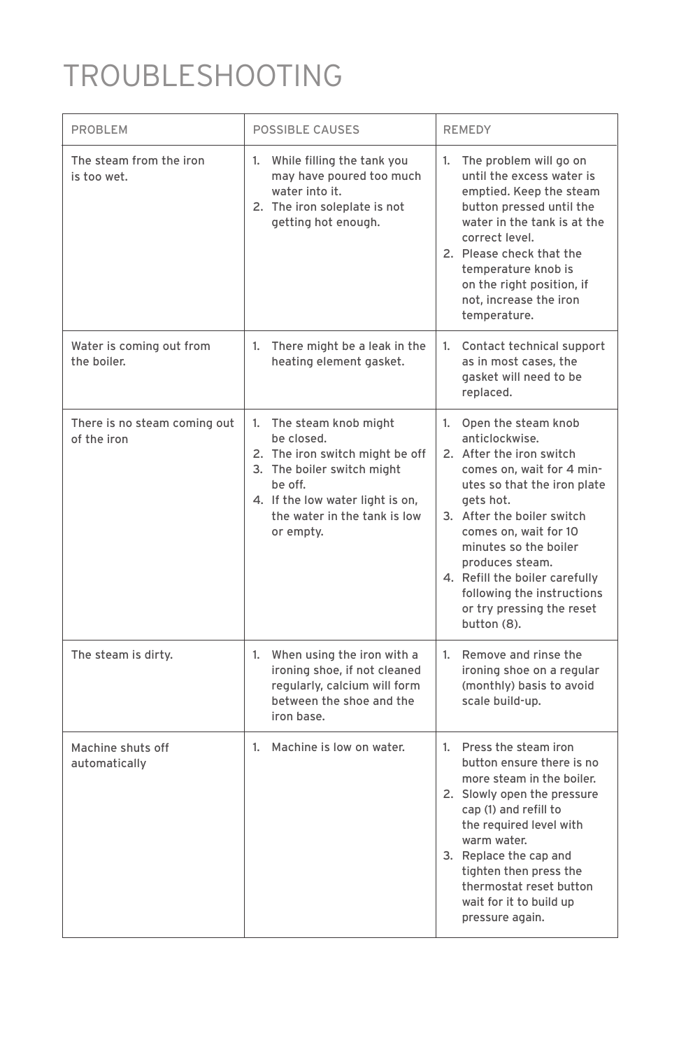# TROUBLESHOOTING

| PROBLEM | POSSIBLE CAUSES | REMEDY |
|---|---|---|
| The steam from the iron is too wet. | 1. While filling the tank you may have poured too much water into it.<br>2. The iron soleplate is not getting hot enough. | 1. The problem will go on until the excess water is emptied. Keep the steam button pressed until the water in the tank is at the correct level.<br>2. Please check that the temperature knob is on the right position, if not, increase the iron temperature. |
| Water is coming out from the boiler. | 1. There might be a leak in the heating element gasket. | 1. Contact technical support as in most cases, the gasket will need to be replaced. |
| There is no steam coming out of the iron | 1. The steam knob might be closed.<br>2. The iron switch might be off<br>3. The boiler switch might be off.<br>4. If the low water light is on, the water in the tank is low or empty. | 1. Open the steam knob anticlockwise.<br>2. After the iron switch comes on, wait for 4 minutes so that the iron plate gets hot.<br>3. After the boiler switch comes on, wait for 10 minutes so the boiler produces steam.<br>4. Refill the boiler carefully following the instructions or try pressing the reset button (8). |
| The steam is dirty. | 1. When using the iron with a ironing shoe, if not cleaned regularly, calcium will form between the shoe and the iron base. | 1. Remove and rinse the ironing shoe on a regular (monthly) basis to avoid scale build-up. |
| Machine shuts off automatically | 1. Machine is low on water. | 1. Press the steam iron button ensure there is no more steam in the boiler.<br>2. Slowly open the pressure cap (1) and refill to the required level with warm water.<br>3. Replace the cap and tighten then press the thermostat reset button wait for it to build up pressure again. |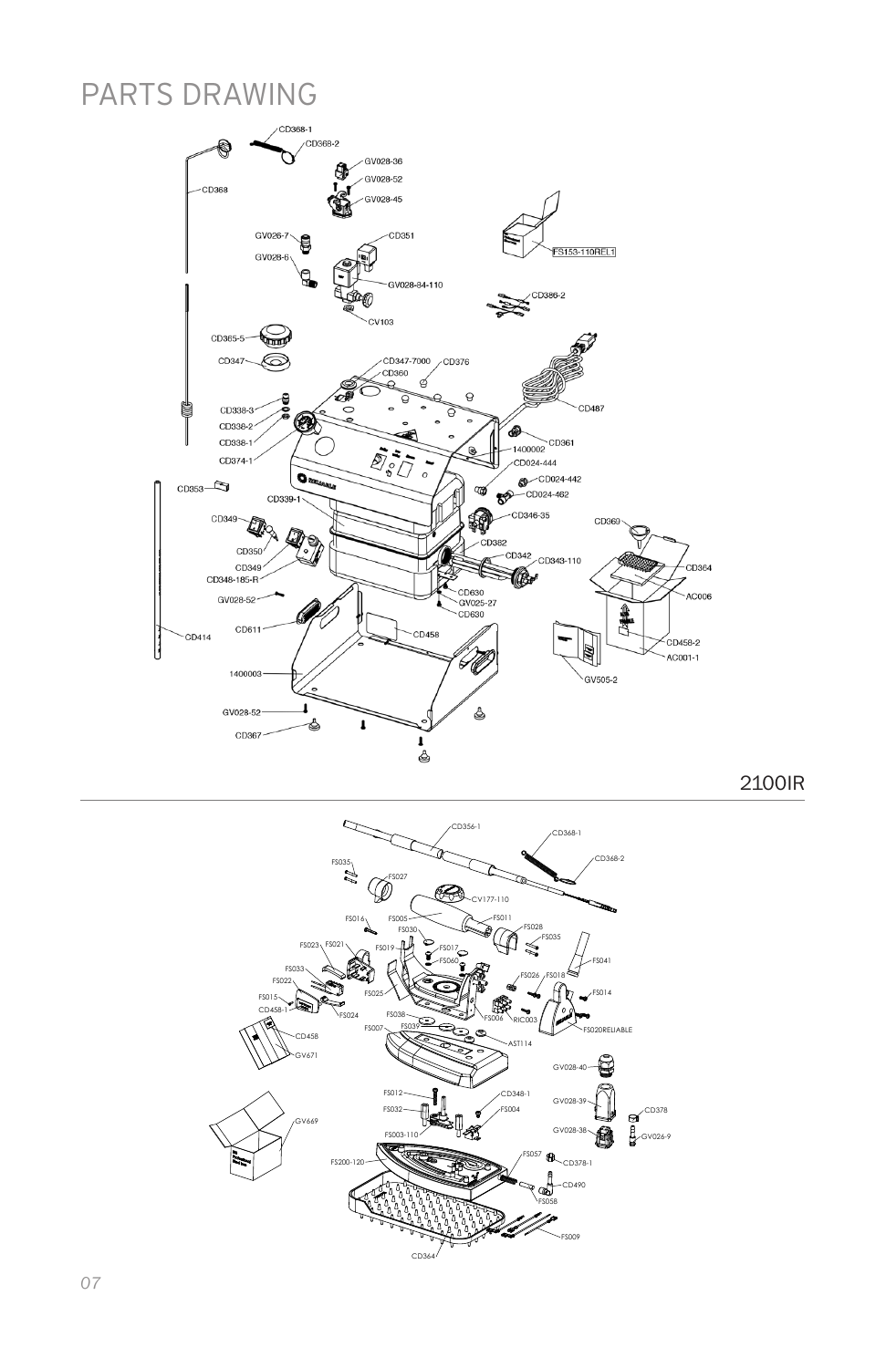# PARTS DRAWING

CD368-1
CD368-2
GV028-36
GV028-52
GV028-45
CD368
GV026-7
CD351
GV028-6
FS153-110REL1
GV028-84-110
CD386-2
CV103
CD365-5
CD347
CD347-7000
CD376
CD360
CD338-3
CD487
CD338-2
CD338-1
CD361
1400002
CD374-1
CD024-444
CD024-442
CD353
CD024-462
CD339-1
CD346-35
CD349
CD369
CD382
CD350
CD342
CD343-110
CD349
CD364
CD348-185-R
CD630
AC006
GV028-52
GV025-27
CD630
CD611
CD458
CD414
CD458-2
AC001-1
1400003
GV505-2
GV028-52
CD367

2100IR

CD356-1
CD368-1
CD368-2
FS035
FS027
CV177-110
FS016
FS005
FS011
FS030
FS028
FS023
FS021
FS019
FS017
FS035
FS060
FS041
FS033
FS022
FS026
FS018
FS025
FS014
FS015
CD458-1
FS024
FS038
FS006
RIC003
FS020RELIABLE
FS007
FS039
CD458
AST114
GV671
GV028-40
FS012
CD348-1
GV028-39
CD378
FS032
FS004
GV669
GV028-38
GV026-9
FS003-110
FS057
CD378-1
FS200-120
CD490
FS058
FS009
CD364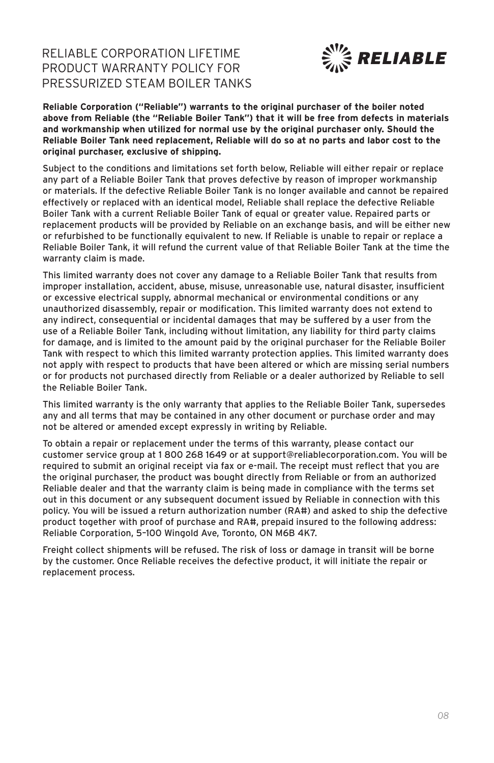# RELIABLE CORPORATION LIFETIME PRODUCT WARRANTY POLICY FOR PRESSURIZED STEAM BOILER TANKS

RELIABLE

**Reliable Corporation ("Reliable") warrants to the original purchaser of the boiler noted above from Reliable (the "Reliable Boiler Tank") that it will be free from defects in materials and workmanship when utilized for normal use by the original purchaser only. Should the Reliable Boiler Tank need replacement, Reliable will do so at no parts and labor cost to the original purchaser, exclusive of shipping.**

Subject to the conditions and limitations set forth below, Reliable will either repair or replace any part of a Reliable Boiler Tank that proves defective by reason of improper workmanship or materials. If the defective Reliable Boiler Tank is no longer available and cannot be repaired effectively or replaced with an identical model, Reliable shall replace the defective Reliable Boiler Tank with a current Reliable Boiler Tank of equal or greater value. Repaired parts or replacement products will be provided by Reliable on an exchange basis, and will be either new or refurbished to be functionally equivalent to new. If Reliable is unable to repair or replace a Reliable Boiler Tank, it will refund the current value of that Reliable Boiler Tank at the time the warranty claim is made.

This limited warranty does not cover any damage to a Reliable Boiler Tank that results from improper installation, accident, abuse, misuse, unreasonable use, natural disaster, insufficient or excessive electrical supply, abnormal mechanical or environmental conditions or any unauthorized disassembly, repair or modification. This limited warranty does not extend to any indirect, consequential or incidental damages that may be suffered by a user from the use of a Reliable Boiler Tank, including without limitation, any liability for third party claims for damage, and is limited to the amount paid by the original purchaser for the Reliable Boiler Tank with respect to which this limited warranty protection applies. This limited warranty does not apply with respect to products that have been altered or which are missing serial numbers or for products not purchased directly from Reliable or a dealer authorized by Reliable to sell the Reliable Boiler Tank.

This limited warranty is the only warranty that applies to the Reliable Boiler Tank, supersedes any and all terms that may be contained in any other document or purchase order and may not be altered or amended except expressly in writing by Reliable.

To obtain a repair or replacement under the terms of this warranty, please contact our customer service group at 1 800 268 1649 or at support@reliablecorporation.com. You will be required to submit an original receipt via fax or e-mail. The receipt must reflect that you are the original purchaser, the product was bought directly from Reliable or from an authorized Reliable dealer and that the warranty claim is being made in compliance with the terms set out in this document or any subsequent document issued by Reliable in connection with this policy. You will be issued a return authorization number (RA#) and asked to ship the defective product together with proof of purchase and RA#, prepaid insured to the following address: Reliable Corporation, 5–100 Wingold Ave, Toronto, ON M6B 4K7.

Freight collect shipments will be refused. The risk of loss or damage in transit will be borne by the customer. Once Reliable receives the defective product, it will initiate the repair or replacement process.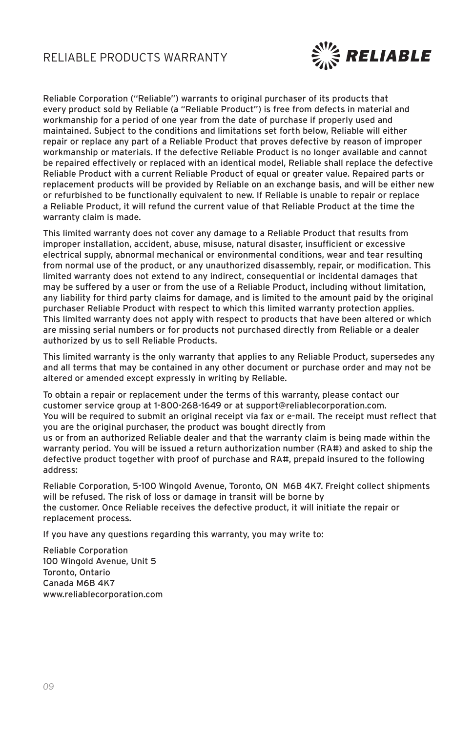# RELIABLE PRODUCTS WARRANTY

Reliable Corporation ("Reliable") warrants to original purchaser of its products that every product sold by Reliable (a "Reliable Product") is free from defects in material and workmanship for a period of one year from the date of purchase if properly used and maintained. Subject to the conditions and limitations set forth below, Reliable will either repair or replace any part of a Reliable Product that proves defective by reason of improper workmanship or materials. If the defective Reliable Product is no longer available and cannot be repaired effectively or replaced with an identical model, Reliable shall replace the defective Reliable Product with a current Reliable Product of equal or greater value. Repaired parts or replacement products will be provided by Reliable on an exchange basis, and will be either new or refurbished to be functionally equivalent to new. If Reliable is unable to repair or replace a Reliable Product, it will refund the current value of that Reliable Product at the time the warranty claim is made.

This limited warranty does not cover any damage to a Reliable Product that results from improper installation, accident, abuse, misuse, natural disaster, insufficient or excessive electrical supply, abnormal mechanical or environmental conditions, wear and tear resulting from normal use of the product, or any unauthorized disassembly, repair, or modification. This limited warranty does not extend to any indirect, consequential or incidental damages that may be suffered by a user or from the use of a Reliable Product, including without limitation, any liability for third party claims for damage, and is limited to the amount paid by the original purchaser Reliable Product with respect to which this limited warranty protection applies. This limited warranty does not apply with respect to products that have been altered or which are missing serial numbers or for products not purchased directly from Reliable or a dealer authorized by us to sell Reliable Products.

This limited warranty is the only warranty that applies to any Reliable Product, supersedes any and all terms that may be contained in any other document or purchase order and may not be altered or amended except expressly in writing by Reliable.

To obtain a repair or replacement under the terms of this warranty, please contact our customer service group at 1-800-268-1649 or at support@reliablecorporation.com. You will be required to submit an original receipt via fax or e-mail. The receipt must reflect that you are the original purchaser, the product was bought directly from us or from an authorized Reliable dealer and that the warranty claim is being made within the warranty period. You will be issued a return authorization number (RA#) and asked to ship the defective product together with proof of purchase and RA#, prepaid insured to the following address:

Reliable Corporation, 5-100 Wingold Avenue, Toronto, ON M6B 4K7. Freight collect shipments will be refused. The risk of loss or damage in transit will be borne by the customer. Once Reliable receives the defective product, it will initiate the repair or replacement process.

If you have any questions regarding this warranty, you may write to:

Reliable Corporation
100 Wingold Avenue, Unit 5
Toronto, Ontario
Canada M6B 4K7
www.reliablecorporation.com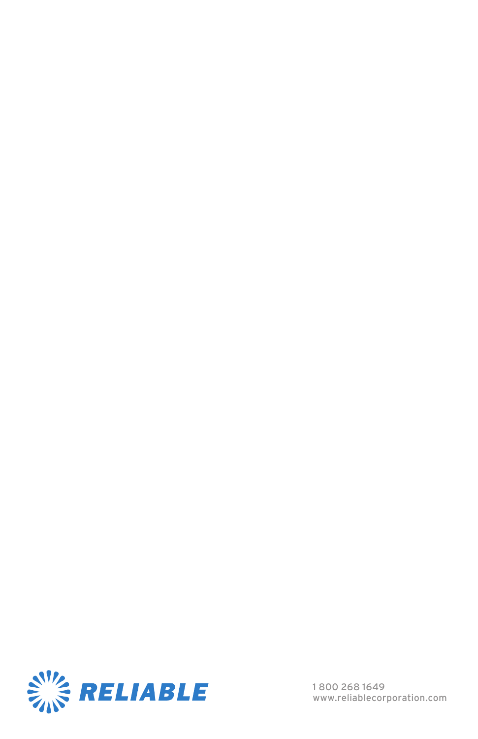RELIABLE

1 800 268 1649
www.reliablecorporation.com